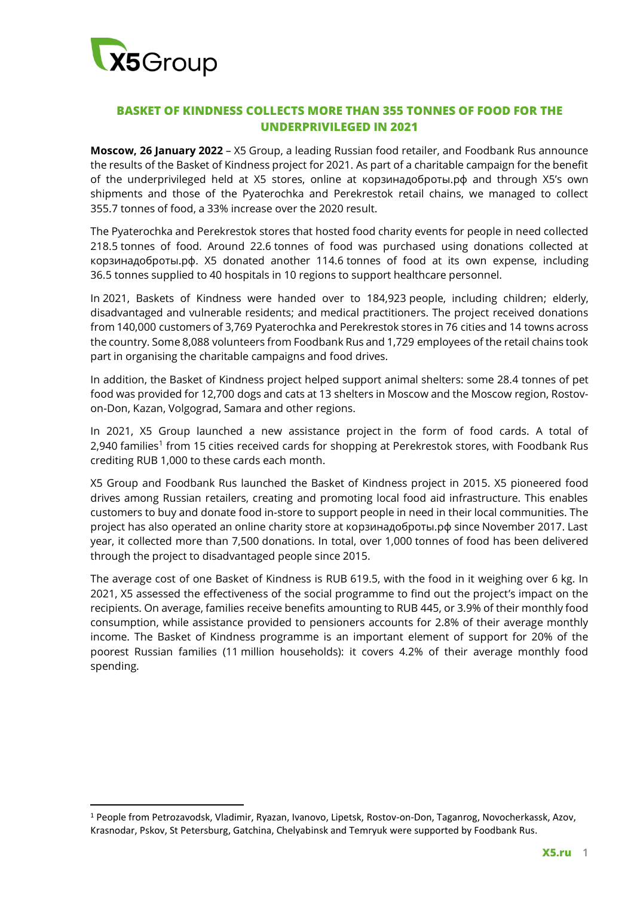# BASKET OF KINDNESS COLLECTS MORE THAN 355 TONNES OF FOOD FOR THE UNDERPRIVILEGED IN 2021

**Moscow, 26 January 2022** – X5 Group, a leading Russian food retailer, and Foodbank Rus announce the results of the Basket of Kindness project for 2021. As part of a charitable campaign for the benefit of the underprivileged held at X5 stores, online at корзинадоброты.рф and through X5's own shipments and those of the Pyaterochka and Perekrestok retail chains, we managed to collect 355.7 tonnes of food, a 33% increase over the 2020 result.

The Pyaterochka and Perekrestok stores that hosted food charity events for people in need collected 218.5 tonnes of food. Around 22.6 tonnes of food was purchased using donations collected at корзинадоброты.рф. X5 donated another 114.6 tonnes of food at its own expense, including 36.5 tonnes supplied to 40 hospitals in 10 regions to support healthcare personnel.

In 2021, Baskets of Kindness were handed over to 184,923 people, including children; elderly, disadvantaged and vulnerable residents; and medical practitioners. The project received donations from 140,000 customers of 3,769 Pyaterochka and Perekrestok stores in 76 cities and 14 towns across the country. Some 8,088 volunteers from Foodbank Rus and 1,729 employees of the retail chains took part in organising the charitable campaigns and food drives.

In addition, the Basket of Kindness project helped support animal shelters: some 28.4 tonnes of pet food was provided for 12,700 dogs and cats at 13 shelters in Moscow and the Moscow region, Rostov-on-Don, Kazan, Volgograd, Samara and other regions.

In 2021, X5 Group launched a new assistance project in the form of food cards. A total of 2,940 families[1] from 15 cities received cards for shopping at Perekrestok stores, with Foodbank Rus crediting RUB 1,000 to these cards each month.

X5 Group and Foodbank Rus launched the Basket of Kindness project in 2015. X5 pioneered food drives among Russian retailers, creating and promoting local food aid infrastructure. This enables customers to buy and donate food in-store to support people in need in their local communities. The project has also operated an online charity store at корзинадоброты.рф since November 2017. Last year, it collected more than 7,500 donations. In total, over 1,000 tonnes of food has been delivered through the project to disadvantaged people since 2015.

The average cost of one Basket of Kindness is RUB 619.5, with the food in it weighing over 6 kg. In 2021, X5 assessed the effectiveness of the social programme to find out the project's impact on the recipients. On average, families receive benefits amounting to RUB 445, or 3.9% of their monthly food consumption, while assistance provided to pensioners accounts for 2.8% of their average monthly income. The Basket of Kindness programme is an important element of support for 20% of the poorest Russian families (11 million households): it covers 4.2% of their average monthly food spending.

---

[1] People from Petrozavodsk, Vladimir, Ryazan, Ivanovo, Lipetsk, Rostov-on-Don, Taganrog, Novocherkassk, Azov, Krasnodar, Pskov, St Petersburg, Gatchina, Chelyabinsk and Temryuk were supported by Foodbank Rus.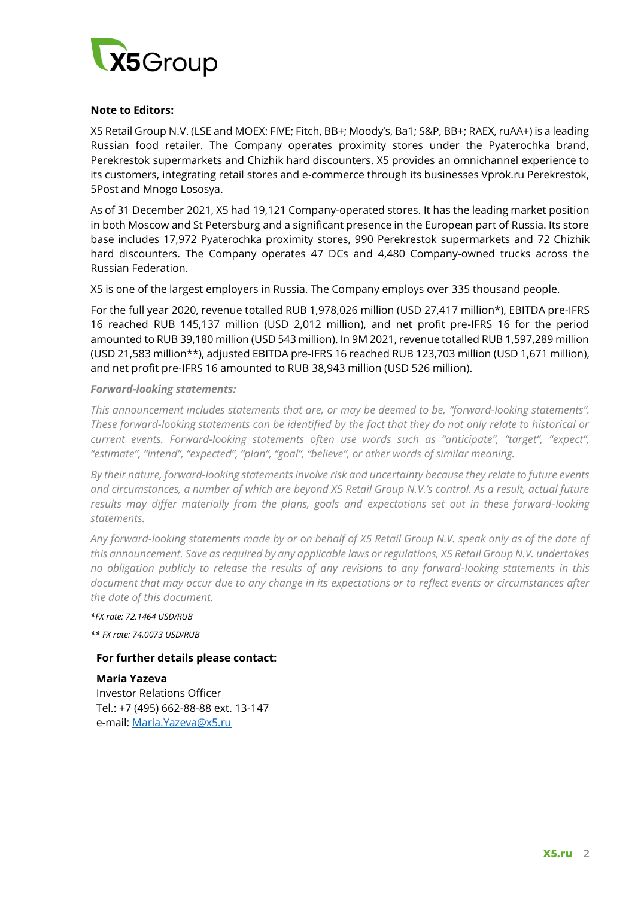**Note to Editors:**

X5 Retail Group N.V. (LSE and MOEX: FIVE; Fitch, BB+; Moody's, Ba1; S&P, BB+; RAEX, ruAA+) is a leading Russian food retailer. The Company operates proximity stores under the Pyaterochka brand, Perekrestok supermarkets and Chizhik hard discounters. X5 provides an omnichannel experience to its customers, integrating retail stores and e-commerce through its businesses Vprok.ru Perekrestok, 5Post and Mnogo Lososya.

As of 31 December 2021, X5 had 19,121 Company-operated stores. It has the leading market position in both Moscow and St Petersburg and a significant presence in the European part of Russia. Its store base includes 17,972 Pyaterochka proximity stores, 990 Perekrestok supermarkets and 72 Chizhik hard discounters. The Company operates 47 DCs and 4,480 Company-owned trucks across the Russian Federation.

X5 is one of the largest employers in Russia. The Company employs over 335 thousand people.

For the full year 2020, revenue totalled RUB 1,978,026 million (USD 27,417 million*), EBITDA pre-IFRS 16 reached RUB 145,137 million (USD 2,012 million), and net profit pre-IFRS 16 for the period amounted to RUB 39,180 million (USD 543 million). In 9M 2021, revenue totalled RUB 1,597,289 million (USD 21,583 million**), adjusted EBITDA pre-IFRS 16 reached RUB 123,703 million (USD 1,671 million), and net profit pre-IFRS 16 amounted to RUB 38,943 million (USD 526 million).

***Forward-looking statements:***

*This announcement includes statements that are, or may be deemed to be, "forward-looking statements". These forward-looking statements can be identified by the fact that they do not only relate to historical or current events. Forward-looking statements often use words such as "anticipate", "target", "expect", "estimate", "intend", "expected", "plan", "goal", "believe", or other words of similar meaning.*

*By their nature, forward-looking statements involve risk and uncertainty because they relate to future events and circumstances, a number of which are beyond X5 Retail Group N.V.'s control. As a result, actual future results may differ materially from the plans, goals and expectations set out in these forward-looking statements.*

*Any forward-looking statements made by or on behalf of X5 Retail Group N.V. speak only as of the date of this announcement. Save as required by any applicable laws or regulations, X5 Retail Group N.V. undertakes no obligation publicly to release the results of any revisions to any forward-looking statements in this document that may occur due to any change in its expectations or to reflect events or circumstances after the date of this document.*

*\*FX rate: 72.1464 USD/RUB*

*\*\* FX rate: 74.0073 USD/RUB*

---

**For further details please contact:**

**Maria Yazeva**
Investor Relations Officer
Tel.: +7 (495) 662-88-88 ext. 13-147
e-mail: Maria.Yazeva@x5.ru